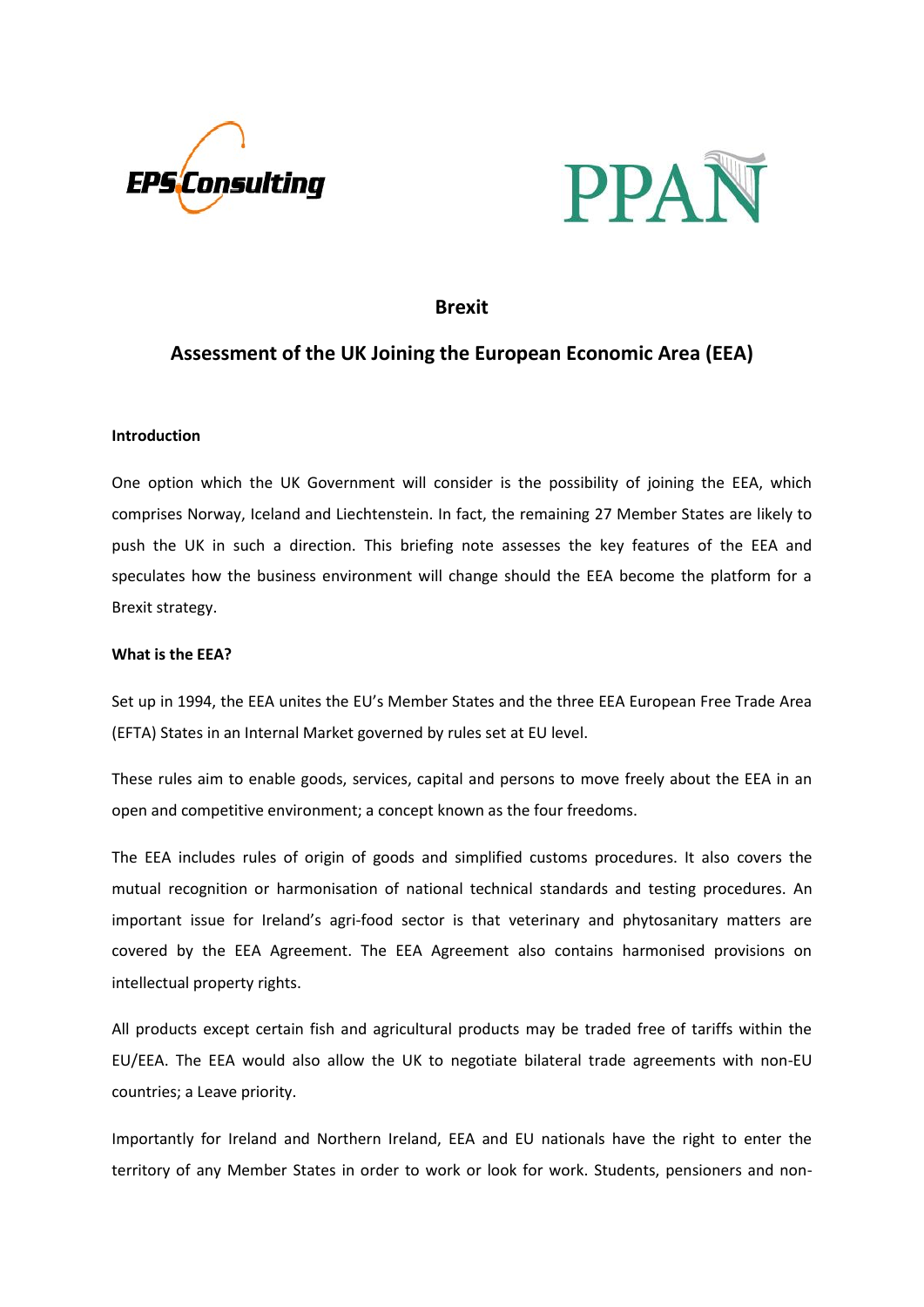# Brexit

## Assessment of the UK Joining the European Economic Area (EEA)

**Introduction**

One option which the UK Government will consider is the possibility of joining the EEA, which comprises Norway, Iceland and Liechtenstein. In fact, the remaining 27 Member States are likely to push the UK in such a direction. This briefing note assesses the key features of the EEA and speculates how the business environment will change should the EEA become the platform for a Brexit strategy.

**What is the EEA?**

Set up in 1994, the EEA unites the EU's Member States and the three EEA European Free Trade Area (EFTA) States in an Internal Market governed by rules set at EU level.

These rules aim to enable goods, services, capital and persons to move freely about the EEA in an open and competitive environment; a concept known as the four freedoms.

The EEA includes rules of origin of goods and simplified customs procedures. It also covers the mutual recognition or harmonisation of national technical standards and testing procedures. An important issue for Ireland's agri-food sector is that veterinary and phytosanitary matters are covered by the EEA Agreement. The EEA Agreement also contains harmonised provisions on intellectual property rights.

All products except certain fish and agricultural products may be traded free of tariffs within the EU/EEA. The EEA would also allow the UK to negotiate bilateral trade agreements with non-EU countries; a Leave priority.

Importantly for Ireland and Northern Ireland, EEA and EU nationals have the right to enter the territory of any Member States in order to work or look for work. Students, pensioners and non-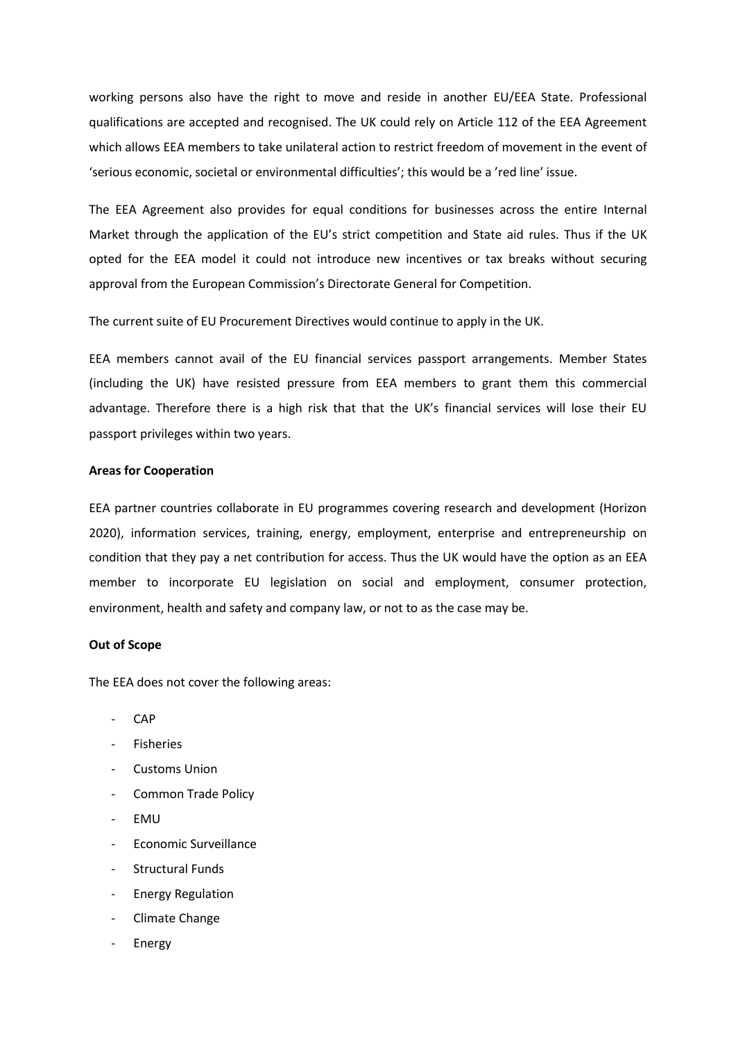working persons also have the right to move and reside in another EU/EEA State. Professional qualifications are accepted and recognised. The UK could rely on Article 112 of the EEA Agreement which allows EEA members to take unilateral action to restrict freedom of movement in the event of 'serious economic, societal or environmental difficulties'; this would be a 'red line' issue.

The EEA Agreement also provides for equal conditions for businesses across the entire Internal Market through the application of the EU's strict competition and State aid rules. Thus if the UK opted for the EEA model it could not introduce new incentives or tax breaks without securing approval from the European Commission's Directorate General for Competition.

The current suite of EU Procurement Directives would continue to apply in the UK.

EEA members cannot avail of the EU financial services passport arrangements. Member States (including the UK) have resisted pressure from EEA members to grant them this commercial advantage. Therefore there is a high risk that that the UK's financial services will lose their EU passport privileges within two years.

**Areas for Cooperation**

EEA partner countries collaborate in EU programmes covering research and development (Horizon 2020), information services, training, energy, employment, enterprise and entrepreneurship on condition that they pay a net contribution for access. Thus the UK would have the option as an EEA member to incorporate EU legislation on social and employment, consumer protection, environment, health and safety and company law, or not to as the case may be.

**Out of Scope**

The EEA does not cover the following areas:

- CAP
- Fisheries
- Customs Union
- Common Trade Policy
- EMU
- Economic Surveillance
- Structural Funds
- Energy Regulation
- Climate Change
- Energy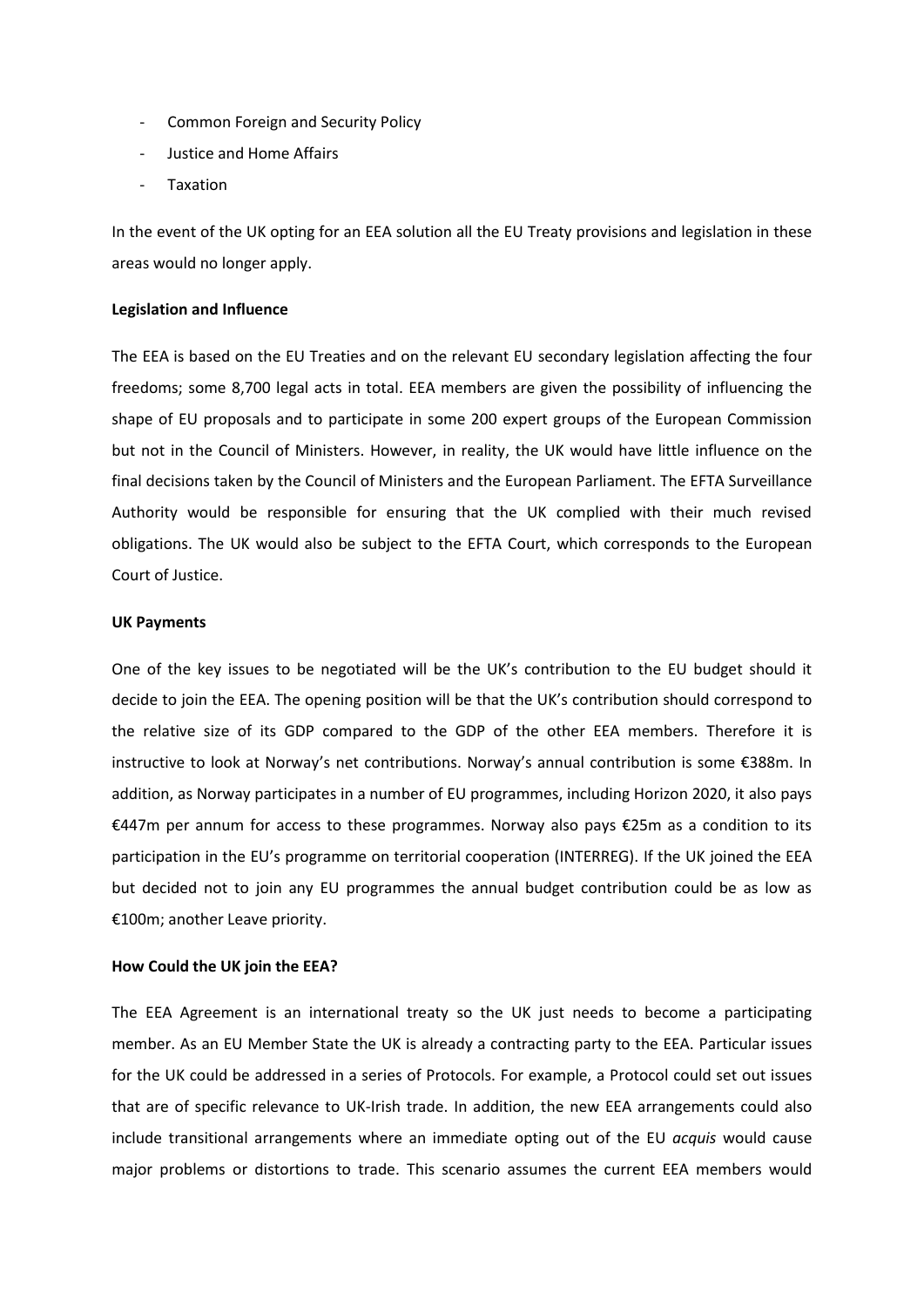- Common Foreign and Security Policy
- Justice and Home Affairs
- Taxation

In the event of the UK opting for an EEA solution all the EU Treaty provisions and legislation in these areas would no longer apply.

**Legislation and Influence**

The EEA is based on the EU Treaties and on the relevant EU secondary legislation affecting the four freedoms; some 8,700 legal acts in total. EEA members are given the possibility of influencing the shape of EU proposals and to participate in some 200 expert groups of the European Commission but not in the Council of Ministers. However, in reality, the UK would have little influence on the final decisions taken by the Council of Ministers and the European Parliament. The EFTA Surveillance Authority would be responsible for ensuring that the UK complied with their much revised obligations. The UK would also be subject to the EFTA Court, which corresponds to the European Court of Justice.

**UK Payments**

One of the key issues to be negotiated will be the UK's contribution to the EU budget should it decide to join the EEA. The opening position will be that the UK's contribution should correspond to the relative size of its GDP compared to the GDP of the other EEA members. Therefore it is instructive to look at Norway's net contributions. Norway's annual contribution is some €388m. In addition, as Norway participates in a number of EU programmes, including Horizon 2020, it also pays €447m per annum for access to these programmes. Norway also pays €25m as a condition to its participation in the EU's programme on territorial cooperation (INTERREG). If the UK joined the EEA but decided not to join any EU programmes the annual budget contribution could be as low as €100m; another Leave priority.

**How Could the UK join the EEA?**

The EEA Agreement is an international treaty so the UK just needs to become a participating member. As an EU Member State the UK is already a contracting party to the EEA. Particular issues for the UK could be addressed in a series of Protocols. For example, a Protocol could set out issues that are of specific relevance to UK-Irish trade. In addition, the new EEA arrangements could also include transitional arrangements where an immediate opting out of the EU *acquis* would cause major problems or distortions to trade. This scenario assumes the current EEA members would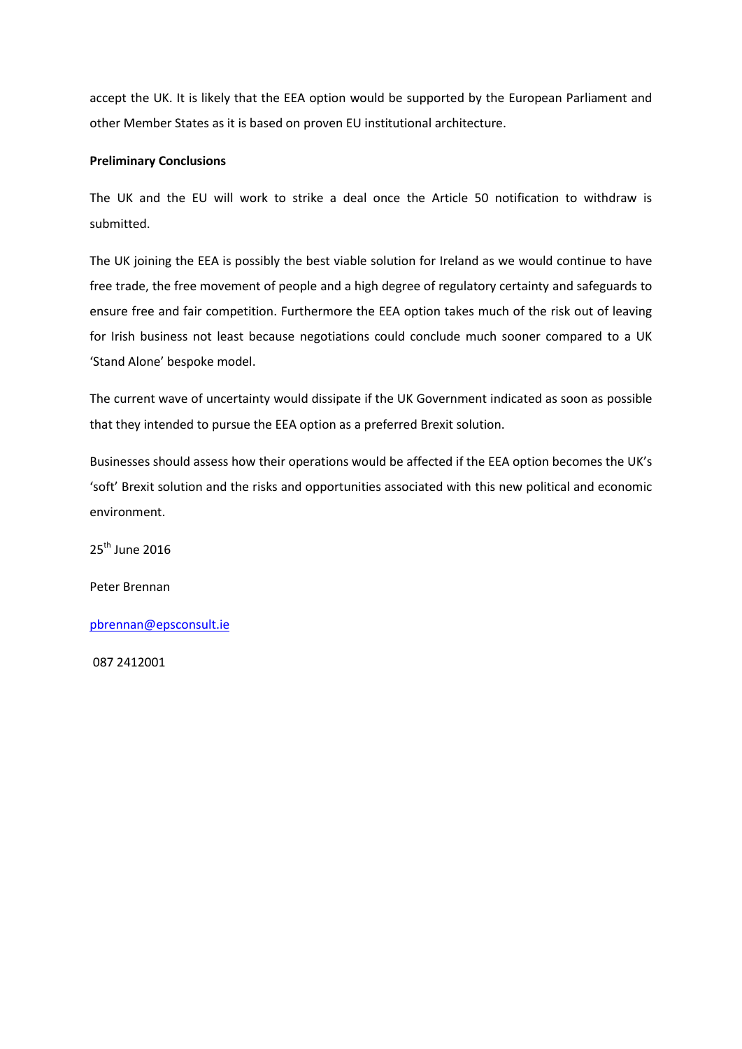accept the UK. It is likely that the EEA option would be supported by the European Parliament and other Member States as it is based on proven EU institutional architecture.

**Preliminary Conclusions**

The UK and the EU will work to strike a deal once the Article 50 notification to withdraw is submitted.

The UK joining the EEA is possibly the best viable solution for Ireland as we would continue to have free trade, the free movement of people and a high degree of regulatory certainty and safeguards to ensure free and fair competition. Furthermore the EEA option takes much of the risk out of leaving for Irish business not least because negotiations could conclude much sooner compared to a UK 'Stand Alone' bespoke model.

The current wave of uncertainty would dissipate if the UK Government indicated as soon as possible that they intended to pursue the EEA option as a preferred Brexit solution.

Businesses should assess how their operations would be affected if the EEA option becomes the UK's 'soft' Brexit solution and the risks and opportunities associated with this new political and economic environment.

25th June 2016

Peter Brennan

pbrennan@epsconsult.ie

087 2412001